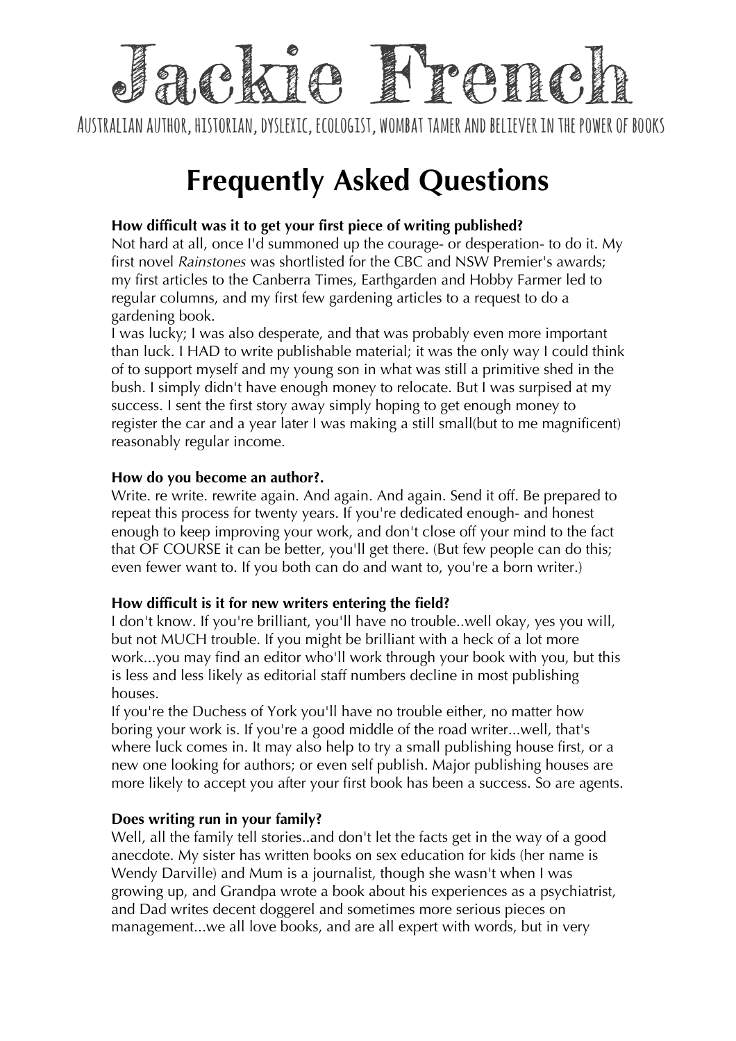# Jackie French

AUSTRALIAN AUTHOR, HISTORIAN, DYSLEXIC, ECOLOGIST, WOMBAT TAMER AND BELIEVER IN THE POWER OF BOOKS

## Frequently Asked Questions

**How difficult was it to get your first piece of writing published?**

Not hard at all, once I'd summoned up the courage- or desperation- to do it. My first novel *Rainstones* was shortlisted for the CBC and NSW Premier's awards; my first articles to the Canberra Times, Earthgarden and Hobby Farmer led to regular columns, and my first few gardening articles to a request to do a gardening book.

I was lucky; I was also desperate, and that was probably even more important than luck. I HAD to write publishable material; it was the only way I could think of to support myself and my young son in what was still a primitive shed in the bush. I simply didn't have enough money to relocate. But I was surpised at my success. I sent the first story away simply hoping to get enough money to register the car and a year later I was making a still small(but to me magnificent) reasonably regular income.

**How do you become an author?.**

Write. re write. rewrite again. And again. And again. Send it off. Be prepared to repeat this process for twenty years. If you're dedicated enough- and honest enough to keep improving your work, and don't close off your mind to the fact that OF COURSE it can be better, you'll get there. (But few people can do this; even fewer want to. If you both can do and want to, you're a born writer.)

**How difficult is it for new writers entering the field?**

I don't know. If you're brilliant, you'll have no trouble..well okay, yes you will, but not MUCH trouble. If you might be brilliant with a heck of a lot more work...you may find an editor who'll work through your book with you, but this is less and less likely as editorial staff numbers decline in most publishing houses.

If you're the Duchess of York you'll have no trouble either, no matter how boring your work is. If you're a good middle of the road writer...well, that's where luck comes in. It may also help to try a small publishing house first, or a new one looking for authors; or even self publish. Major publishing houses are more likely to accept you after your first book has been a success. So are agents.

**Does writing run in your family?**

Well, all the family tell stories..and don't let the facts get in the way of a good anecdote. My sister has written books on sex education for kids (her name is Wendy Darville) and Mum is a journalist, though she wasn't when I was growing up, and Grandpa wrote a book about his experiences as a psychiatrist, and Dad writes decent doggerel and sometimes more serious pieces on management...we all love books, and are all expert with words, but in very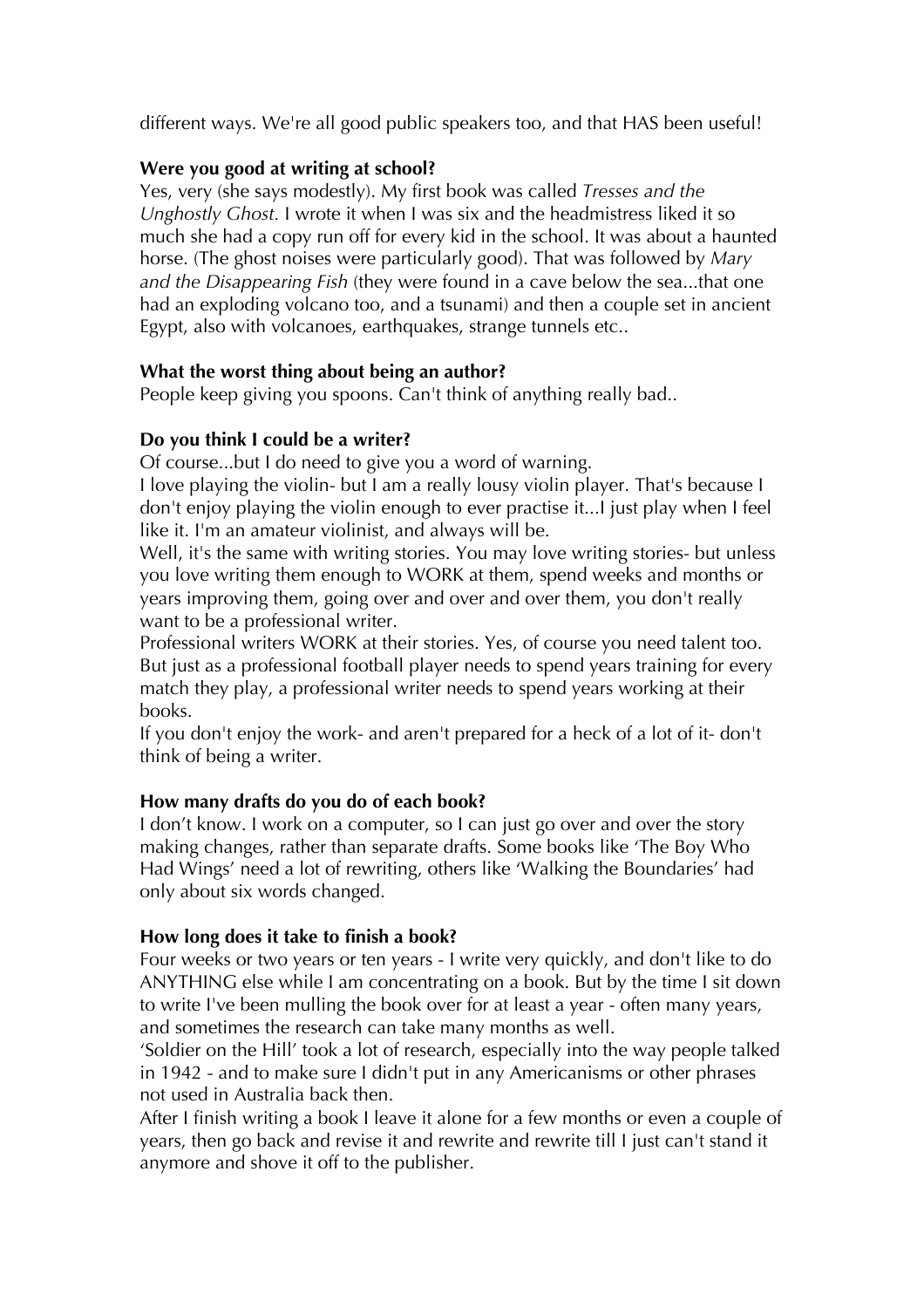different ways. We're all good public speakers too, and that HAS been useful!

**Were you good at writing at school?**
Yes, very (she says modestly). My first book was called *Tresses and the Unghostly Ghost.* I wrote it when I was six and the headmistress liked it so much she had a copy run off for every kid in the school. It was about a haunted horse. (The ghost noises were particularly good). That was followed by *Mary and the Disappearing Fish* (they were found in a cave below the sea...that one had an exploding volcano too, and a tsunami) and then a couple set in ancient Egypt, also with volcanoes, earthquakes, strange tunnels etc..

**What the worst thing about being an author?**
People keep giving you spoons. Can't think of anything really bad..

**Do you think I could be a writer?**
Of course...but I do need to give you a word of warning.
I love playing the violin- but I am a really lousy violin player. That's because I don't enjoy playing the violin enough to ever practise it...I just play when I feel like it. I'm an amateur violinist, and always will be.
Well, it's the same with writing stories. You may love writing stories- but unless you love writing them enough to WORK at them, spend weeks and months or years improving them, going over and over and over them, you don't really want to be a professional writer.
Professional writers WORK at their stories. Yes, of course you need talent too. But just as a professional football player needs to spend years training for every match they play, a professional writer needs to spend years working at their books.
If you don't enjoy the work- and aren't prepared for a heck of a lot of it- don't think of being a writer.

**How many drafts do you do of each book?**
I don't know. I work on a computer, so I can just go over and over the story making changes, rather than separate drafts. Some books like 'The Boy Who Had Wings' need a lot of rewriting, others like 'Walking the Boundaries' had only about six words changed.

**How long does it take to finish a book?**
Four weeks or two years or ten years - I write very quickly, and don't like to do ANYTHING else while I am concentrating on a book. But by the time I sit down to write I've been mulling the book over for at least a year - often many years, and sometimes the research can take many months as well.
'Soldier on the Hill' took a lot of research, especially into the way people talked in 1942 - and to make sure I didn't put in any Americanisms or other phrases not used in Australia back then.
After I finish writing a book I leave it alone for a few months or even a couple of years, then go back and revise it and rewrite and rewrite till I just can't stand it anymore and shove it off to the publisher.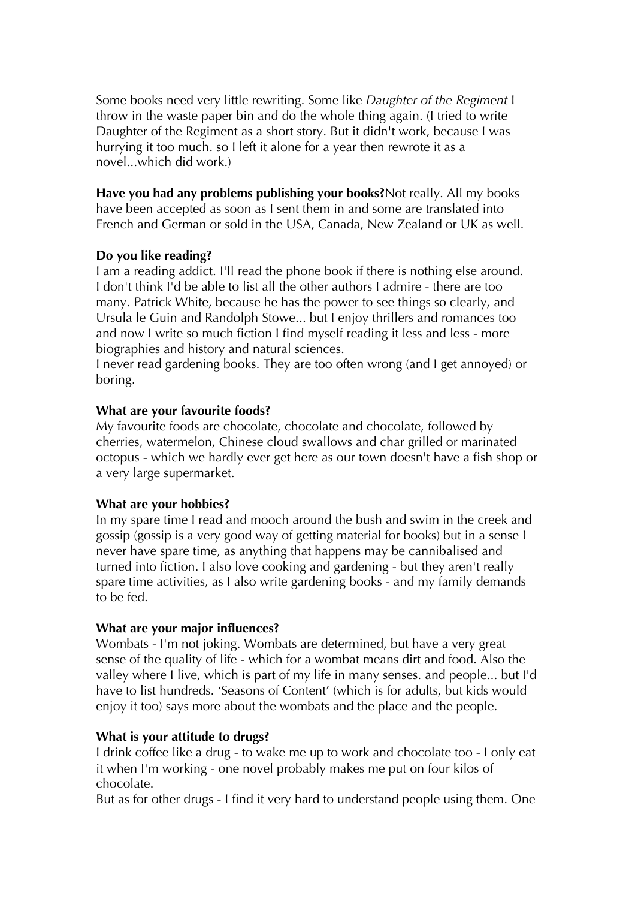Some books need very little rewriting. Some like *Daughter of the Regiment* I throw in the waste paper bin and do the whole thing again. (I tried to write Daughter of the Regiment as a short story. But it didn't work, because I was hurrying it too much. so I left it alone for a year then rewrote it as a novel...which did work.)

**Have you had any problems publishing your books?**Not really. All my books have been accepted as soon as I sent them in and some are translated into French and German or sold in the USA, Canada, New Zealand or UK as well.

**Do you like reading?**
I am a reading addict. I'll read the phone book if there is nothing else around. I don't think I'd be able to list all the other authors I admire - there are too many. Patrick White, because he has the power to see things so clearly, and Ursula le Guin and Randolph Stowe... but I enjoy thrillers and romances too and now I write so much fiction I find myself reading it less and less - more biographies and history and natural sciences.
I never read gardening books. They are too often wrong (and I get annoyed) or boring.

**What are your favourite foods?**
My favourite foods are chocolate, chocolate and chocolate, followed by cherries, watermelon, Chinese cloud swallows and char grilled or marinated octopus - which we hardly ever get here as our town doesn't have a fish shop or a very large supermarket.

**What are your hobbies?**
In my spare time I read and mooch around the bush and swim in the creek and gossip (gossip is a very good way of getting material for books) but in a sense I never have spare time, as anything that happens may be cannibalised and turned into fiction. I also love cooking and gardening - but they aren't really spare time activities, as I also write gardening books - and my family demands to be fed.

**What are your major influences?**
Wombats - I'm not joking. Wombats are determined, but have a very great sense of the quality of life - which for a wombat means dirt and food. Also the valley where I live, which is part of my life in many senses. and people... but I'd have to list hundreds. 'Seasons of Content' (which is for adults, but kids would enjoy it too) says more about the wombats and the place and the people.

**What is your attitude to drugs?**
I drink coffee like a drug - to wake me up to work and chocolate too - I only eat it when I'm working - one novel probably makes me put on four kilos of chocolate.
But as for other drugs - I find it very hard to understand people using them. One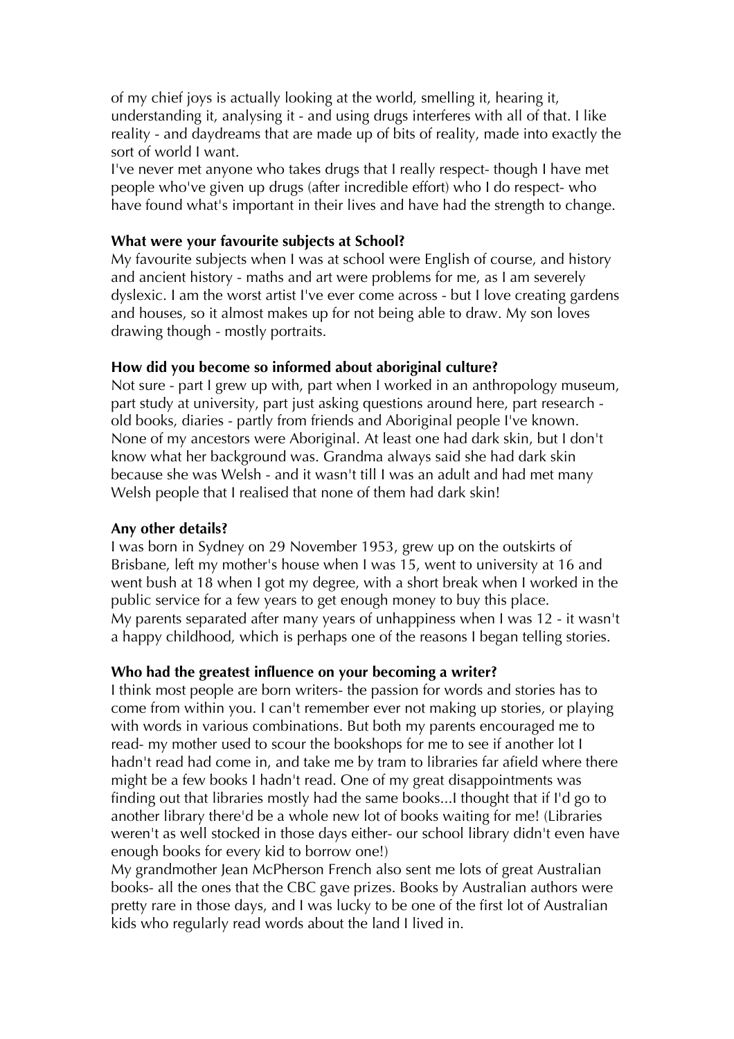of my chief joys is actually looking at the world, smelling it, hearing it, understanding it, analysing it - and using drugs interferes with all of that. I like reality - and daydreams that are made up of bits of reality, made into exactly the sort of world I want.

I've never met anyone who takes drugs that I really respect- though I have met people who've given up drugs (after incredible effort) who I do respect- who have found what's important in their lives and have had the strength to change.

**What were your favourite subjects at School?**

My favourite subjects when I was at school were English of course, and history and ancient history - maths and art were problems for me, as I am severely dyslexic. I am the worst artist I've ever come across - but I love creating gardens and houses, so it almost makes up for not being able to draw. My son loves drawing though - mostly portraits.

**How did you become so informed about aboriginal culture?**

Not sure - part I grew up with, part when I worked in an anthropology museum, part study at university, part just asking questions around here, part research - old books, diaries - partly from friends and Aboriginal people I've known. None of my ancestors were Aboriginal. At least one had dark skin, but I don't know what her background was. Grandma always said she had dark skin because she was Welsh - and it wasn't till I was an adult and had met many Welsh people that I realised that none of them had dark skin!

**Any other details?**

I was born in Sydney on 29 November 1953, grew up on the outskirts of Brisbane, left my mother's house when I was 15, went to university at 16 and went bush at 18 when I got my degree, with a short break when I worked in the public service for a few years to get enough money to buy this place.

My parents separated after many years of unhappiness when I was 12 - it wasn't a happy childhood, which is perhaps one of the reasons I began telling stories.

**Who had the greatest influence on your becoming a writer?**

I think most people are born writers- the passion for words and stories has to come from within you. I can't remember ever not making up stories, or playing with words in various combinations. But both my parents encouraged me to read- my mother used to scour the bookshops for me to see if another lot I hadn't read had come in, and take me by tram to libraries far afield where there might be a few books I hadn't read. One of my great disappointments was finding out that libraries mostly had the same books...I thought that if I'd go to another library there'd be a whole new lot of books waiting for me! (Libraries weren't as well stocked in those days either- our school library didn't even have enough books for every kid to borrow one!)

My grandmother Jean McPherson French also sent me lots of great Australian books- all the ones that the CBC gave prizes. Books by Australian authors were pretty rare in those days, and I was lucky to be one of the first lot of Australian kids who regularly read words about the land I lived in.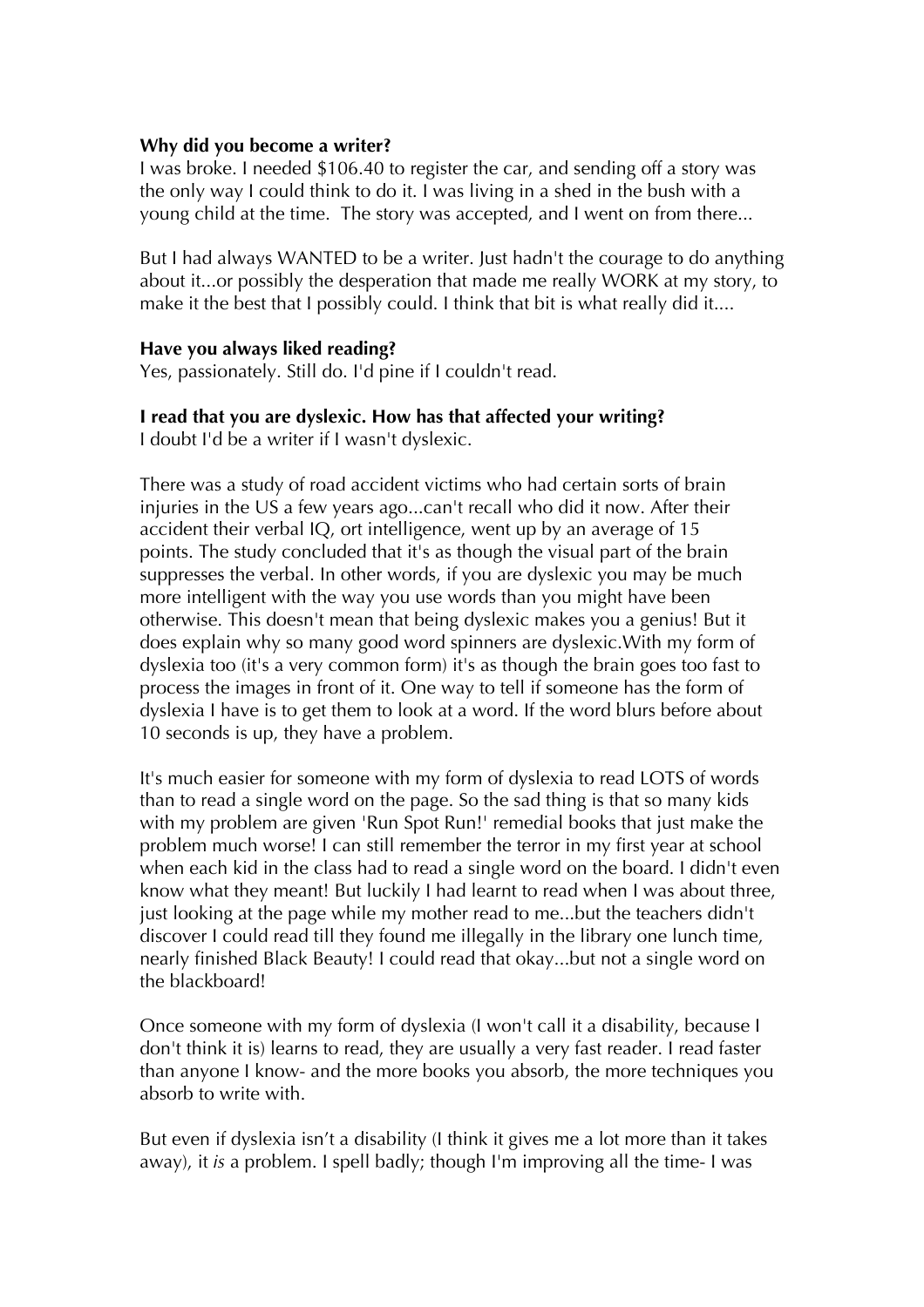**Why did you become a writer?**
I was broke. I needed $106.40 to register the car, and sending off a story was the only way I could think to do it. I was living in a shed in the bush with a young child at the time.  The story was accepted, and I went on from there...

But I had always WANTED to be a writer. Just hadn't the courage to do anything about it...or possibly the desperation that made me really WORK at my story, to make it the best that I possibly could. I think that bit is what really did it....

**Have you always liked reading?**
Yes, passionately. Still do. I'd pine if I couldn't read.

**I read that you are dyslexic. How has that affected your writing?**
I doubt I'd be a writer if I wasn't dyslexic.

There was a study of road accident victims who had certain sorts of brain injuries in the US a few years ago...can't recall who did it now. After their accident their verbal IQ, ort intelligence, went up by an average of 15 points. The study concluded that it's as though the visual part of the brain suppresses the verbal. In other words, if you are dyslexic you may be much more intelligent with the way you use words than you might have been otherwise. This doesn't mean that being dyslexic makes you a genius! But it does explain why so many good word spinners are dyslexic.With my form of dyslexia too (it's a very common form) it's as though the brain goes too fast to process the images in front of it. One way to tell if someone has the form of dyslexia I have is to get them to look at a word. If the word blurs before about 10 seconds is up, they have a problem.

It's much easier for someone with my form of dyslexia to read LOTS of words than to read a single word on the page. So the sad thing is that so many kids with my problem are given 'Run Spot Run!' remedial books that just make the problem much worse! I can still remember the terror in my first year at school when each kid in the class had to read a single word on the board. I didn't even know what they meant! But luckily I had learnt to read when I was about three, just looking at the page while my mother read to me...but the teachers didn't discover I could read till they found me illegally in the library one lunch time, nearly finished Black Beauty! I could read that okay...but not a single word on the blackboard!

Once someone with my form of dyslexia (I won't call it a disability, because I don't think it is) learns to read, they are usually a very fast reader. I read faster than anyone I know- and the more books you absorb, the more techniques you absorb to write with.

But even if dyslexia isn't a disability (I think it gives me a lot more than it takes away), it *is* a problem. I spell badly; though I'm improving all the time- I was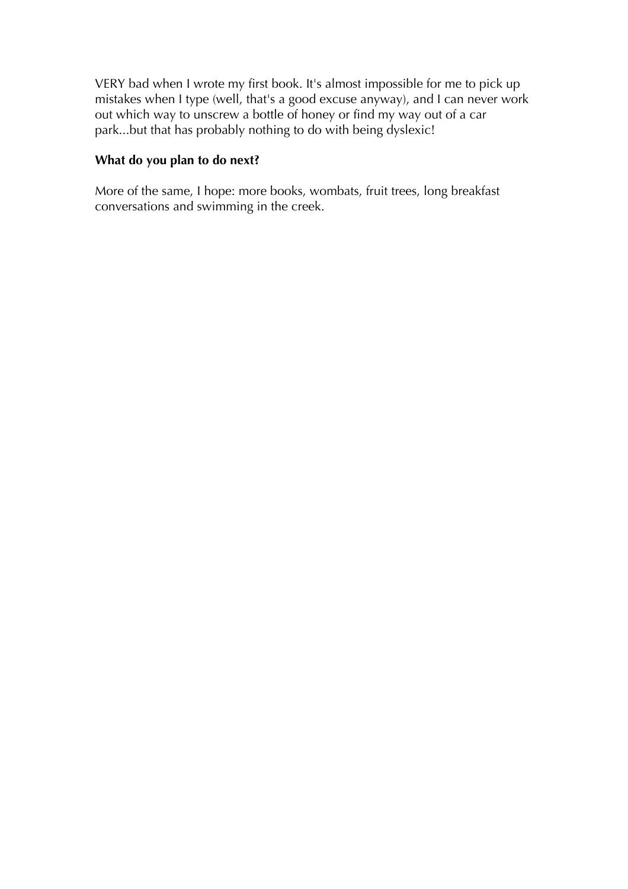VERY bad when I wrote my first book. It's almost impossible for me to pick up mistakes when I type (well, that's a good excuse anyway), and I can never work out which way to unscrew a bottle of honey or find my way out of a car park...but that has probably nothing to do with being dyslexic!

**What do you plan to do next?**

More of the same, I hope: more books, wombats, fruit trees, long breakfast conversations and swimming in the creek.